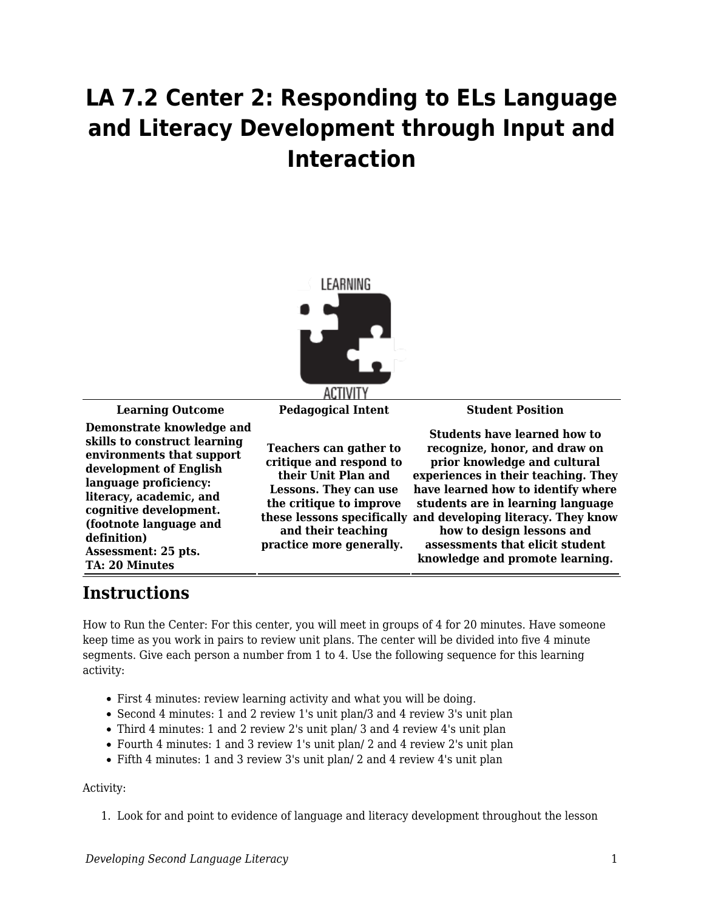# LA 7.2 Center 2: Responding to ELs Language and Literacy Development through Input and Interaction

| Learning Outcome | Pedagogical Intent | Student Position |
|---|---|---|
| **Demonstrate knowledge and skills to construct learning environments that support development of English language proficiency: literacy, academic, and cognitive development. (footnote language and definition)**<br>**Assessment: 25 pts.**<br>**TA: 20 Minutes** | **Teachers can gather to critique and respond to their Unit Plan and Lessons. They can use the critique to improve these lessons specifically and their teaching practice more generally.** | **Students have learned how to recognize, honor, and draw on prior knowledge and cultural experiences in their teaching. They have learned how to identify where students are in learning language and developing literacy. They know how to design lessons and assessments that elicit student knowledge and promote learning.** |

## Instructions

How to Run the Center: For this center, you will meet in groups of 4 for 20 minutes. Have someone keep time as you work in pairs to review unit plans. The center will be divided into five 4 minute segments. Give each person a number from 1 to 4. Use the following sequence for this learning activity:

- First 4 minutes: review learning activity and what you will be doing.
- Second 4 minutes: 1 and 2 review 1's unit plan/3 and 4 review 3's unit plan
- Third 4 minutes: 1 and 2 review 2's unit plan/ 3 and 4 review 4's unit plan
- Fourth 4 minutes: 1 and 3 review 1's unit plan/ 2 and 4 review 2's unit plan
- Fifth 4 minutes: 1 and 3 review 3's unit plan/ 2 and 4 review 4's unit plan

Activity:

1. Look for and point to evidence of language and literacy development throughout the lesson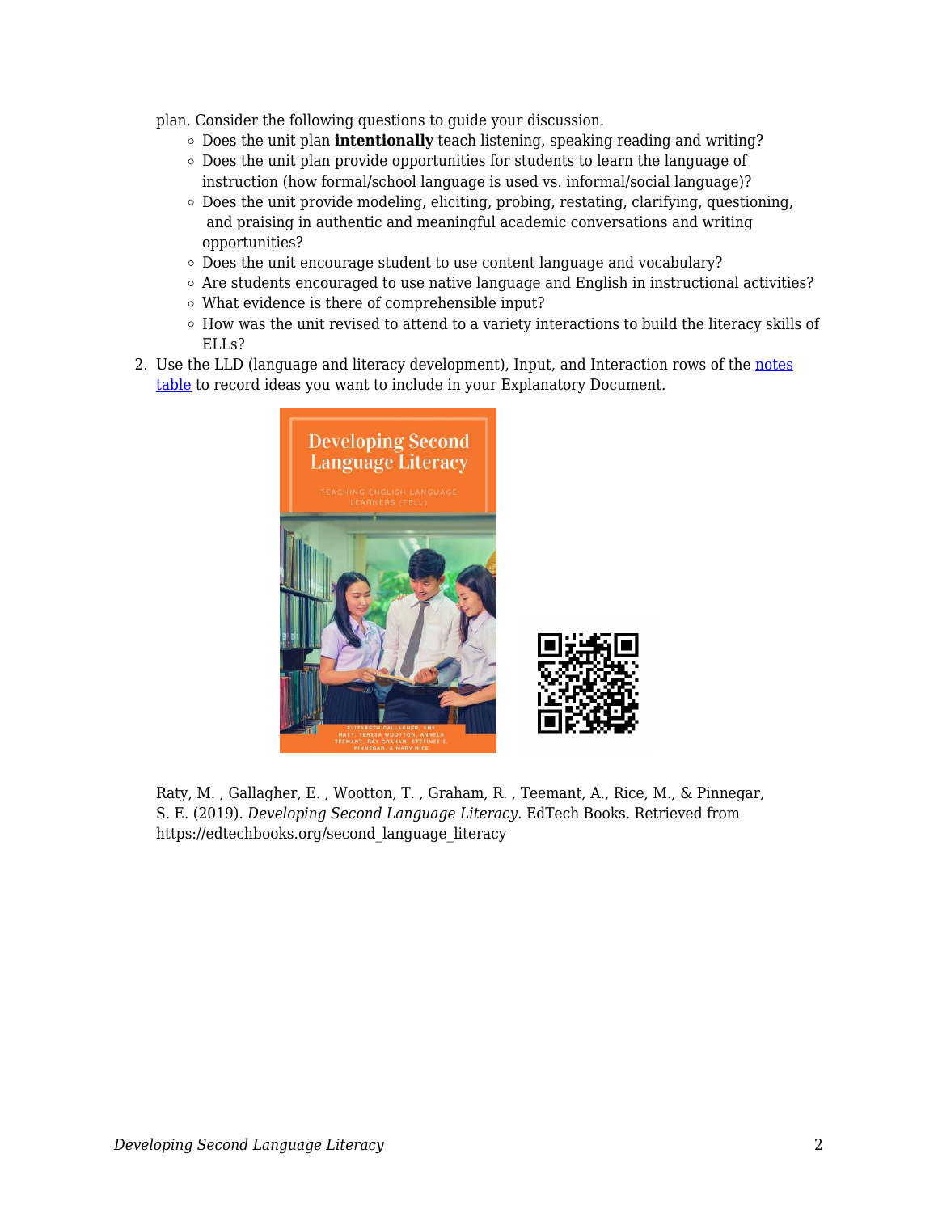plan. Consider the following questions to guide your discussion.

- Does the unit plan **intentionally** teach listening, speaking reading and writing?
- Does the unit plan provide opportunities for students to learn the language of instruction (how formal/school language is used vs. informal/social language)?
- Does the unit provide modeling, eliciting, probing, restating, clarifying, questioning, and praising in authentic and meaningful academic conversations and writing opportunities?
- Does the unit encourage student to use content language and vocabulary?
- Are students encouraged to use native language and English in instructional activities?
- What evidence is there of comprehensible input?
- How was the unit revised to attend to a variety interactions to build the literacy skills of ELLs?

2. Use the LLD (language and literacy development), Input, and Interaction rows of the [notes table](notes table) to record ideas you want to include in your Explanatory Document.

Raty, M. , Gallagher, E. , Wootton, T. , Graham, R. , Teemant, A., Rice, M., & Pinnegar, S. E. (2019). *Developing Second Language Literacy*. EdTech Books. Retrieved from https://edtechbooks.org/second_language_literacy